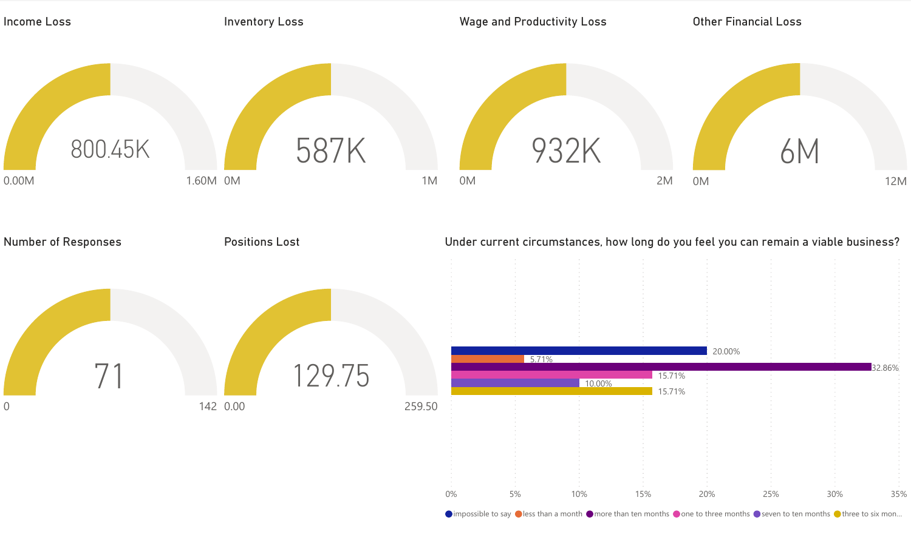## Income Loss

800.45K

0.00M — 1.60M

## Inventory Loss

587K

0M — 1M

## Wage and Productivity Loss

932K

0M — 2M

## Other Financial Loss

6M

0M — 12M

## Number of Responses

71

0 — 142

## Positions Lost

129.75

0.00 — 259.50

## Under current circumstances, how long do you feel you can remain a viable business?

| Response | Percentage |
| --- | --- |
| impossible to say | 20.00% |
| less than a month | 5.71% |
| more than ten months | 32.86% |
| one to three months | 15.71% |
| seven to ten months | 10.00% |
| three to six mon... | 15.71% |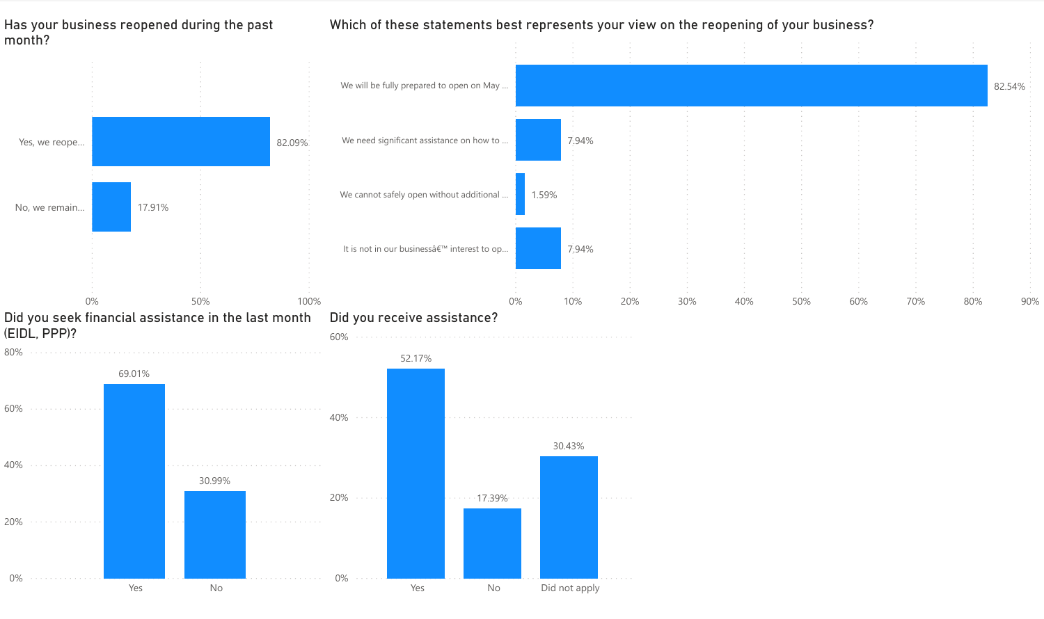## Has your business reopened during the past month?

Yes, we reope...
82.09%
No, we remain...
17.91%
0%
50%
100%

## Which of these statements best represents your view on the reopening of your business?

We will be fully prepared to open on May ...
82.54%
We need significant assistance on how to ...
7.94%
We cannot safely open without additional ...
1.59%
It is not in our businessâ€™ interest to op...
7.94%
0%
10%
20%
30%
40%
50%
60%
70%
80%
90%

## Did you seek financial assistance in the last month (EIDL, PPP)?

80%
60%
40%
20%
0%
69.01%
30.99%
Yes
No

## Did you receive assistance?

60%
40%
20%
0%
52.17%
17.39%
30.43%
Yes
No
Did not apply